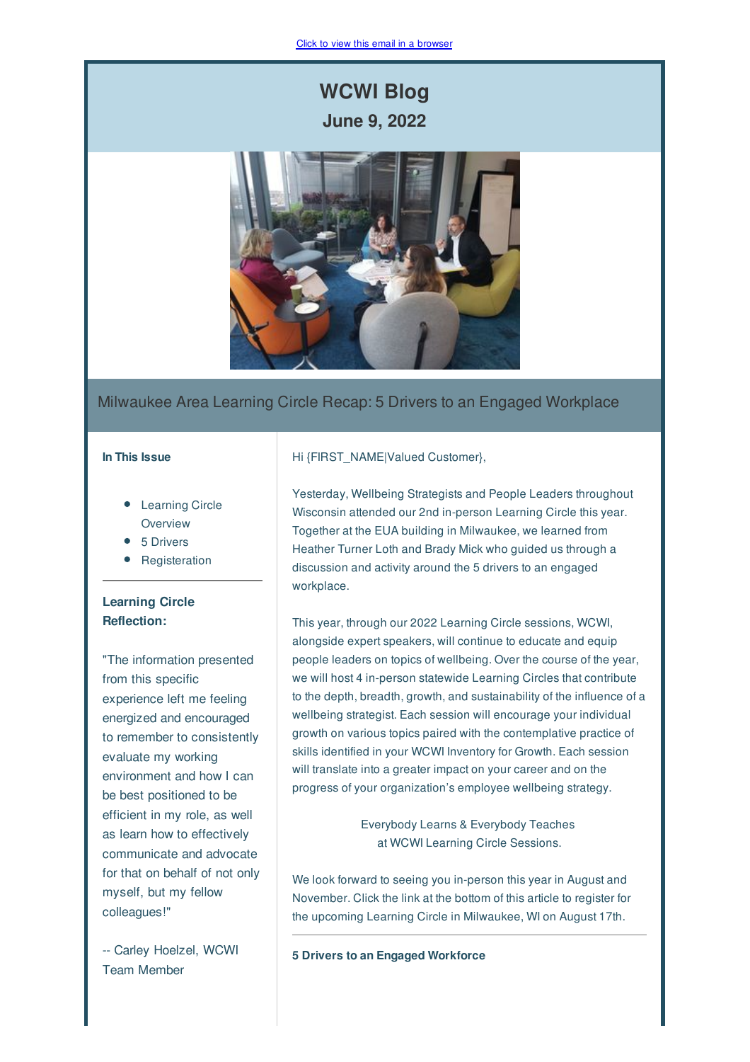Click to view this email in a browser

# WCWI Blog

## June 9, 2022

## Milwaukee Area Learning Circle Recap: 5 Drivers to an Engaged Workplace

**In This Issue**

- Learning Circle Overview
- 5 Drivers
- Registeration

**Learning Circle Reflection:**

"The information presented from this specific experience left me feeling energized and encouraged to remember to consistently evaluate my working environment and how I can be best positioned to be efficient in my role, as well as learn how to effectively communicate and advocate for that on behalf of not only myself, but my fellow colleagues!"

-- Carley Hoelzel, WCWI Team Member

Hi {FIRST_NAME|Valued Customer},

Yesterday, Wellbeing Strategists and People Leaders throughout Wisconsin attended our 2nd in-person Learning Circle this year. Together at the EUA building in Milwaukee, we learned from Heather Turner Loth and Brady Mick who guided us through a discussion and activity around the 5 drivers to an engaged workplace.

This year, through our 2022 Learning Circle sessions, WCWI, alongside expert speakers, will continue to educate and equip people leaders on topics of wellbeing. Over the course of the year, we will host 4 in-person statewide Learning Circles that contribute to the depth, breadth, growth, and sustainability of the influence of a wellbeing strategist. Each session will encourage your individual growth on various topics paired with the contemplative practice of skills identified in your WCWI Inventory for Growth. Each session will translate into a greater impact on your career and on the progress of your organization's employee wellbeing strategy.

Everybody Learns & Everybody Teaches
at WCWI Learning Circle Sessions.

We look forward to seeing you in-person this year in August and November. Click the link at the bottom of this article to register for the upcoming Learning Circle in Milwaukee, WI on August 17th.

---

**5 Drivers to an Engaged Workforce**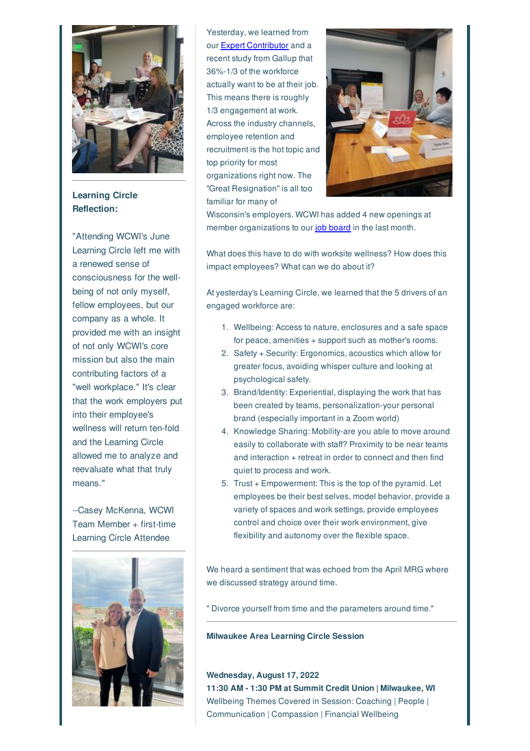**Learning Circle Reflection:**

"Attending WCWI's June Learning Circle left me with a renewed sense of consciousness for the well-being of not only myself, fellow employees, but our company as a whole. It provided me with an insight of not only WCWI's core mission but also the main contributing factors of a "well workplace." It's clear that the work employers put into their employee's wellness will return ten-fold and the Learning Circle allowed me to analyze and reevaluate what that truly means."

--Casey McKenna, WCWI Team Member + first-time Learning Circle Attendee

Yesterday, we learned from our Expert Contributor and a recent study from Gallup that 36%-1/3 of the workforce actually want to be at their job. This means there is roughly 1/3 engagement at work. Across the industry channels, employee retention and recruitment is the hot topic and top priority for most organizations right now. The "Great Resignation" is all too familiar for many of Wisconsin's employers. WCWI has added 4 new openings at member organizations to our job board in the last month.

What does this have to do with worksite wellness? How does this impact employees? What can we do about it?

At yesterday's Learning Circle, we learned that the 5 drivers of an engaged workforce are:

1. Wellbeing: Access to nature, enclosures and a safe space for peace, amenities + support such as mother's rooms.
2. Safety + Security: Ergonomics, acoustics which allow for greater focus, avoiding whisper culture and looking at psychological safety.
3. Brand/Identity: Experiential, displaying the work that has been created by teams, personalization-your personal brand (especially important in a Zoom world)
4. Knowledge Sharing: Mobility-are you able to move around easily to collaborate with staff? Proximity to be near teams and interaction + retreat in order to connect and then find quiet to process and work.
5. Trust + Empowerment: This is the top of the pyramid. Let employees be their best selves, model behavior, provide a variety of spaces and work settings, provide employees control and choice over their work environment, give flexibility and autonomy over the flexible space.

We heard a sentiment that was echoed from the April MRG where we discussed strategy around time.

" Divorce yourself from time and the parameters around time."

**Milwaukee Area Learning Circle Session**

**Wednesday, August 17, 2022**
**11:30 AM - 1:30 PM at Summit Credit Union | Milwaukee, WI**
Wellbeing Themes Covered in Session: Coaching | People | Communication | Compassion | Financial Wellbeing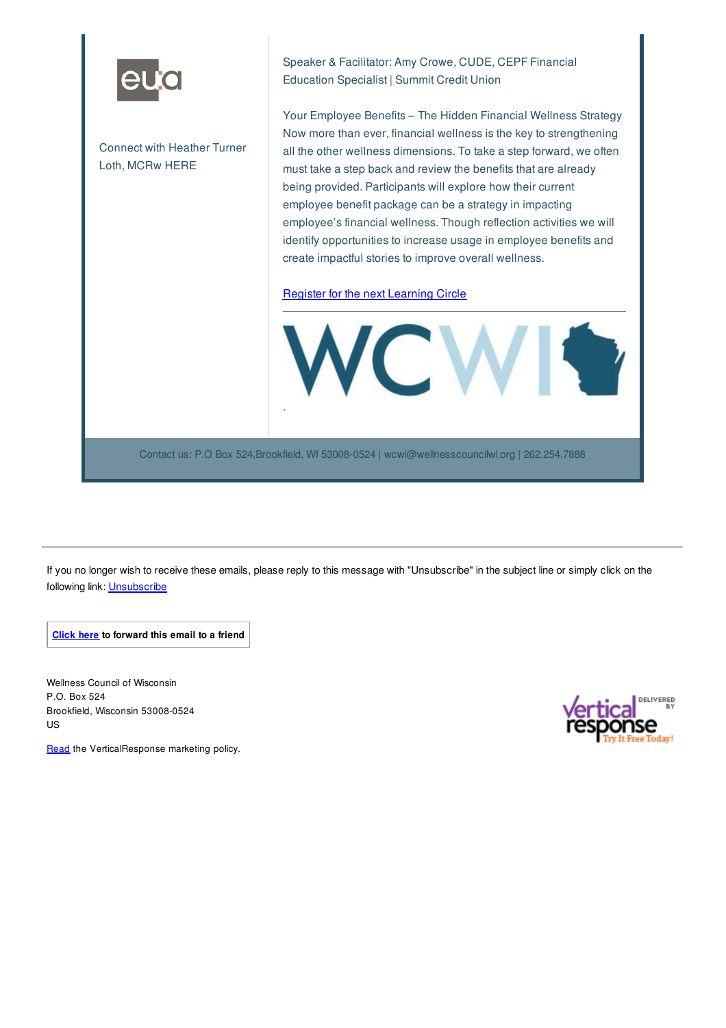Connect with Heather Turner Loth, MCRw HERE

Speaker & Facilitator: Amy Crowe, CUDE, CEPF Financial Education Specialist | Summit Credit Union

Your Employee Benefits – The Hidden Financial Wellness Strategy Now more than ever, financial wellness is the key to strengthening all the other wellness dimensions. To take a step forward, we often must take a step back and review the benefits that are already being provided. Participants will explore how their current employee benefit package can be a strategy in impacting employee's financial wellness. Though reflection activities we will identify opportunities to increase usage in employee benefits and create impactful stories to improve overall wellness.

[Register for the next Learning Circle]

---

.

Contact us: P.O Box 524,Brookfield, WI 53008-0524 | wcwi@wellnesscouncilwi.org | 262.254.7888

---

If you no longer wish to receive these emails, please reply to this message with "Unsubscribe" in the subject line or simply click on the following link: Unsubscribe

**Click here to forward this email to a friend**

Wellness Council of Wisconsin
P.O. Box 524
Brookfield, Wisconsin 53008-0524
US

Read the VerticalResponse marketing policy.